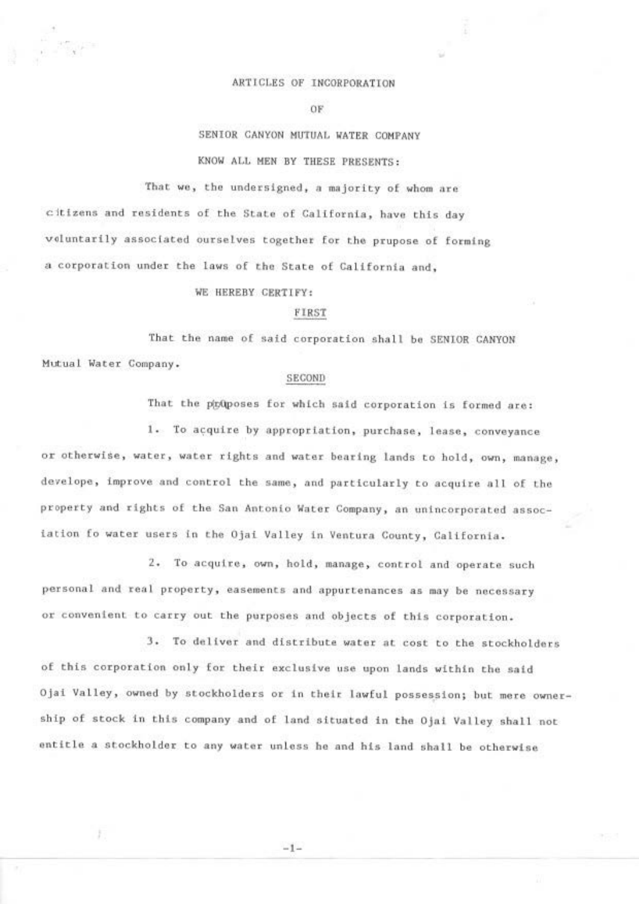# ARTICLES OF INCORPORATION

## OF

## SENIOR CANYON MUTUAL WATER COMPANY

KNOW ALL MEN BY THESE PRESENTS:

That we, the undersigned, a majority of whom are citizens and residents of the State of California, have this day voluntarily associated ourselves together for the prupose of forming a corporation under the laws of the State of California and,

WE HEREBY CERTIFY:

### FIRST

That the name of said corporation shall be SENIOR CANYON Mutual Water Company.

### SECOND

That the purposes for which said corporation is formed are:

1. To acquire by appropriation, purchase, lease, conveyance or otherwise, water, water rights and water bearing lands to hold, own, manage, develope, improve and control the same, and particularly to acquire all of the property and rights of the San Antonio Water Company, an unincorporated association fo water users in the Ojai Valley in Ventura County, California.

2. To acquire, own, hold, manage, control and operate such personal and real property, easements and appurtenances as may be necessary or convenient to carry out the purposes and objects of this corporation.

3. To deliver and distribute water at cost to the stockholders of this corporation only for their exclusive use upon lands within the said Ojai Valley, owned by stockholders or in their lawful possession; but mere ownership of stock in this company and of land situated in the Ojai Valley shall not entitle a stockholder to any water unless he and his land shall be otherwise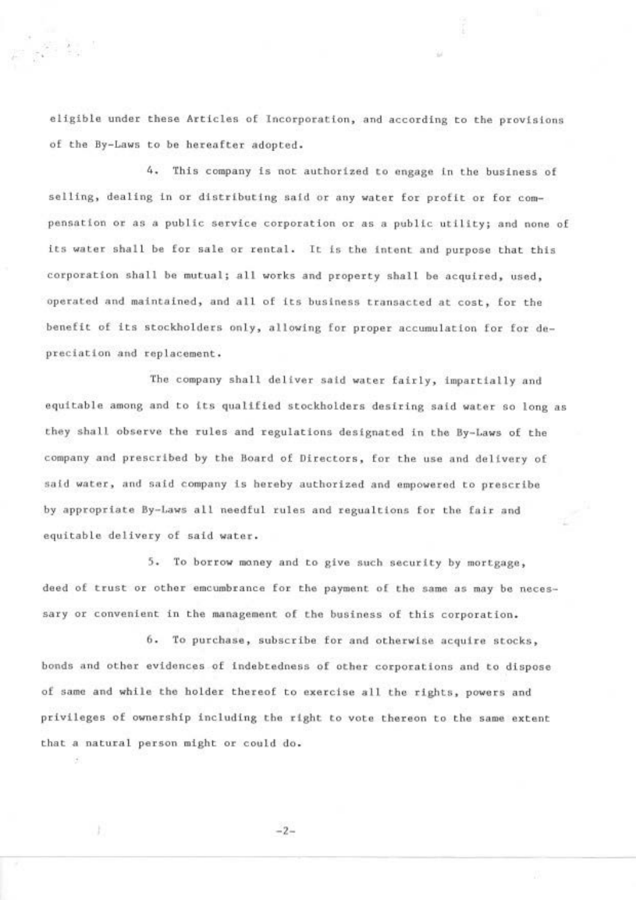eligible under these Articles of Incorporation, and according to the provisions of the By-Laws to be hereafter adopted.

4. This company is not authorized to engage in the business of selling, dealing in or distributing said or any water for profit or for compensation or as a public service corporation or as a public utility; and none of its water shall be for sale or rental. It is the intent and purpose that this corporation shall be mutual; all works and property shall be acquired, used, operated and maintained, and all of its business transacted at cost, for the benefit of its stockholders only, allowing for proper accumulation for for depreciation and replacement.

The company shall deliver said water fairly, impartially and equitable among and to its qualified stockholders desiring said water so long as they shall observe the rules and regulations designated in the By-Laws of the company and prescribed by the Board of Directors, for the use and delivery of said water, and said company is hereby authorized and empowered to prescribe by appropriate By-Laws all needful rules and regualtions for the fair and equitable delivery of said water.

5. To borrow money and to give such security by mortgage, deed of trust or other emcumbrance for the payment of the same as may be necessary or convenient in the management of the business of this corporation.

6. To purchase, subscribe for and otherwise acquire stocks, bonds and other evidences of indebtedness of other corporations and to dispose of same and while the holder thereof to exercise all the rights, powers and privileges of ownership including the right to vote thereon to the same extent that a natural person might or could do.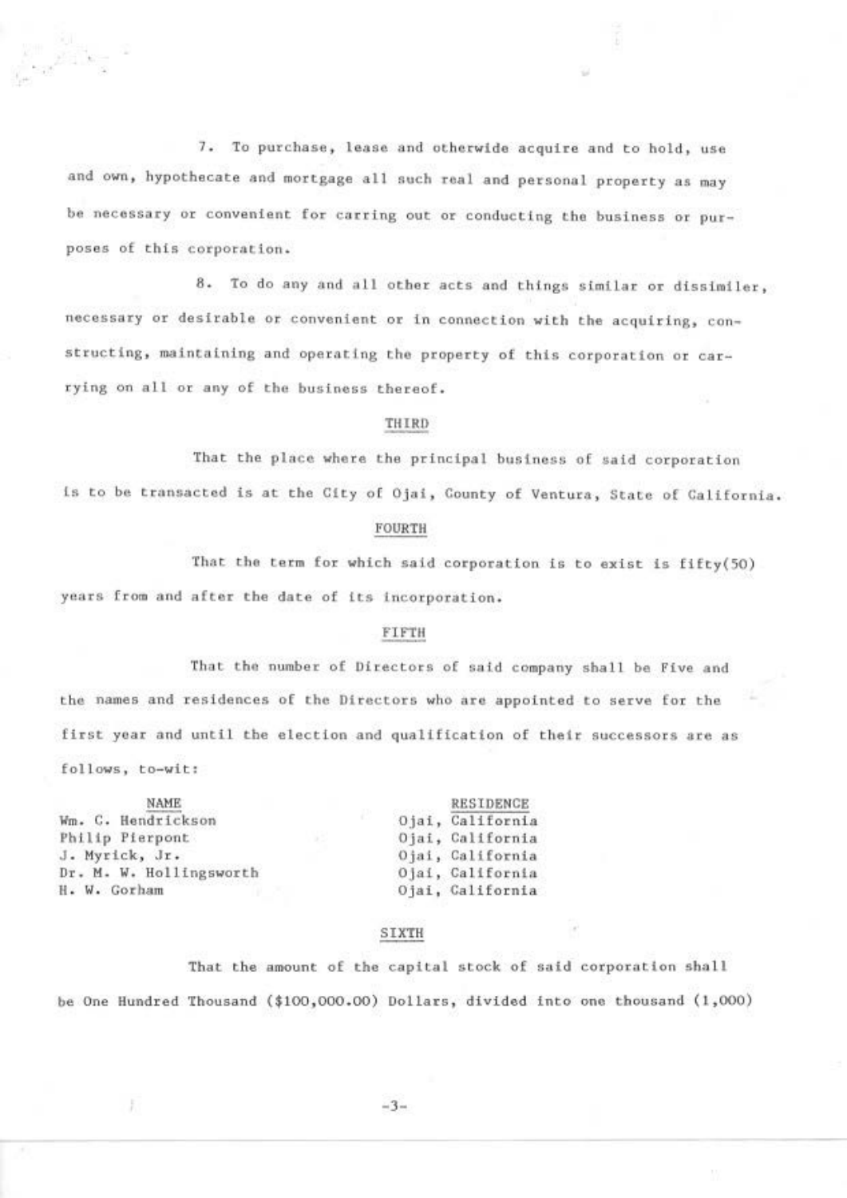7. To purchase, lease and otherwide acquire and to hold, use and own, hypothecate and mortgage all such real and personal property as may be necessary or convenient for carring out or conducting the business or purposes of this corporation.

8. To do any and all other acts and things similar or dissimiler, necessary or desirable or convenient or in connection with the acquiring, constructing, maintaining and operating the property of this corporation or carrying on all or any of the business thereof.

## THIRD

That the place where the principal business of said corporation is to be transacted is at the City of Ojai, County of Ventura, State of California.

## FOURTH

That the term for which said corporation is to exist is fifty(50) years from and after the date of its incorporation.

## FIFTH

That the number of Directors of said company shall be Five and the names and residences of the Directors who are appointed to serve for the first year and until the election and qualification of their successors are as follows, to-wit:

| NAME | RESIDENCE |
|---|---|
| Wm. C. Hendrickson | Ojai, California |
| Philip Pierpont | Ojai, California |
| J. Myrick, Jr. | Ojai, California |
| Dr. M. W. Hollingsworth | Ojai, California |
| H. W. Gorham | Ojai, California |

## SIXTH

That the amount of the capital stock of said corporation shall be One Hundred Thousand ($100,000.00) Dollars, divided into one thousand (1,000)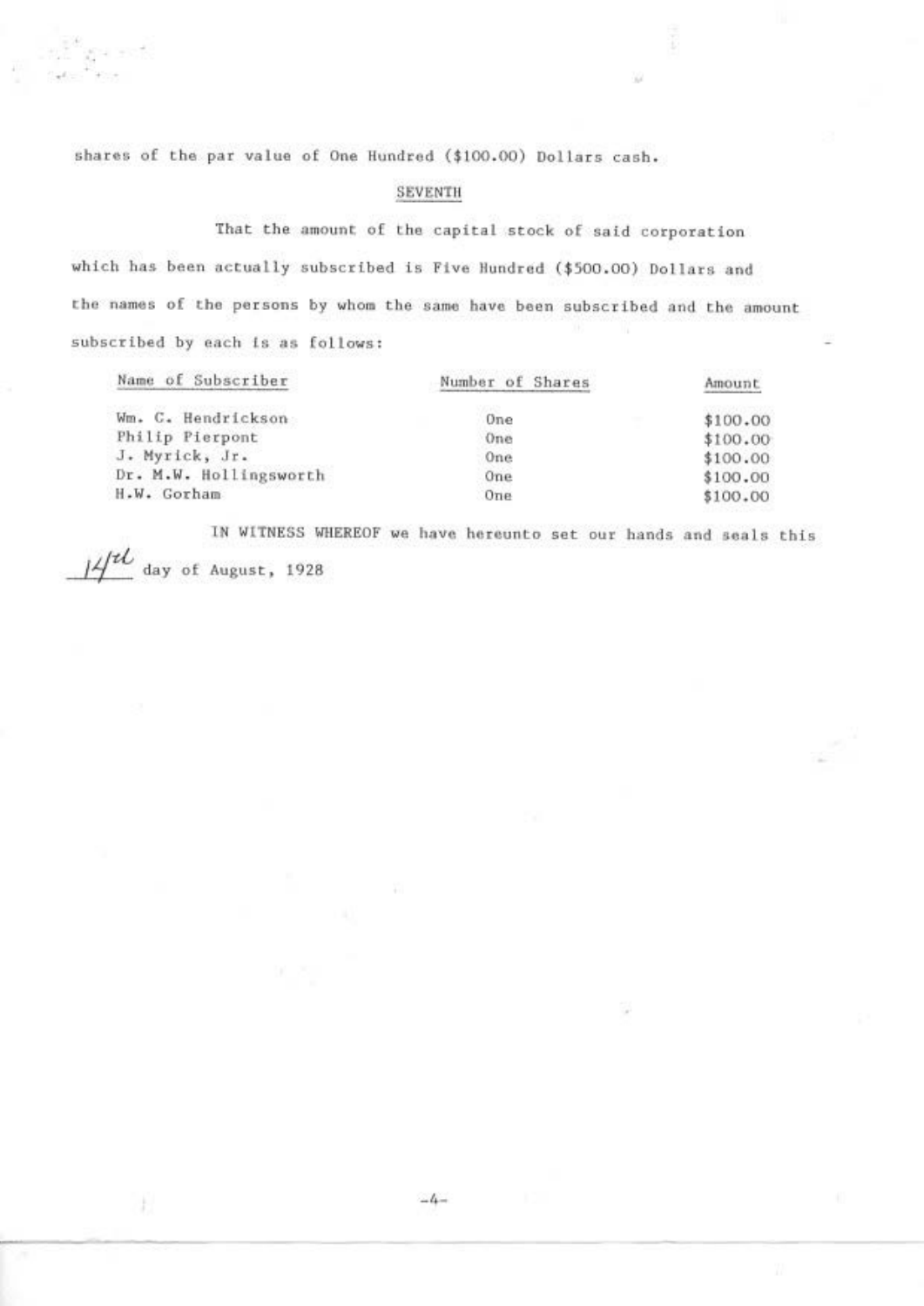shares of the par value of One Hundred ($100.00) Dollars cash.

## SEVENTH

That the amount of the capital stock of said corporation which has been actually subscribed is Five Hundred ($500.00) Dollars and the names of the persons by whom the same have been subscribed and the amount subscribed by each is as follows:

| Name of Subscriber | Number of Shares | Amount |
|---|---|---|
| Wm. C. Hendrickson | One | $100.00 |
| Philip Pierpont | One | $100.00 |
| J. Myrick, Jr. | One | $100.00 |
| Dr. M.W. Hollingsworth | One | $100.00 |
| H.W. Gorham | One | $100.00 |

IN WITNESS WHEREOF we have hereunto set our hands and seals this 14th day of August, 1928